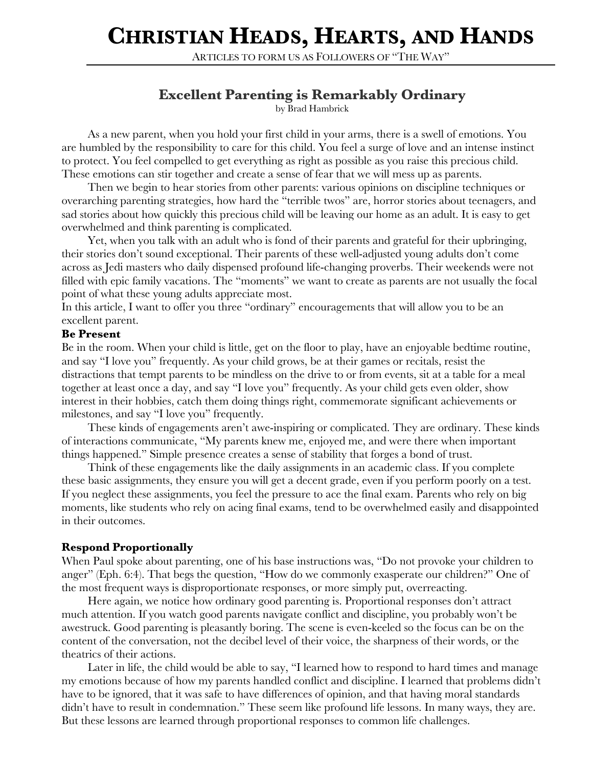# Christian Heads, Hearts, and Hands

Articles to form us as Followers of "The Way"

## Excellent Parenting is Remarkably Ordinary

by Brad Hambrick

As a new parent, when you hold your first child in your arms, there is a swell of emotions. You are humbled by the responsibility to care for this child. You feel a surge of love and an intense instinct to protect. You feel compelled to get everything as right as possible as you raise this precious child. These emotions can stir together and create a sense of fear that we will mess up as parents.

Then we begin to hear stories from other parents: various opinions on discipline techniques or overarching parenting strategies, how hard the "terrible twos" are, horror stories about teenagers, and sad stories about how quickly this precious child will be leaving our home as an adult. It is easy to get overwhelmed and think parenting is complicated.

Yet, when you talk with an adult who is fond of their parents and grateful for their upbringing, their stories don't sound exceptional. Their parents of these well-adjusted young adults don't come across as Jedi masters who daily dispensed profound life-changing proverbs. Their weekends were not filled with epic family vacations. The "moments" we want to create as parents are not usually the focal point of what these young adults appreciate most.

In this article, I want to offer you three "ordinary" encouragements that will allow you to be an excellent parent.

### Be Present

Be in the room. When your child is little, get on the floor to play, have an enjoyable bedtime routine, and say "I love you" frequently. As your child grows, be at their games or recitals, resist the distractions that tempt parents to be mindless on the drive to or from events, sit at a table for a meal together at least once a day, and say "I love you" frequently. As your child gets even older, show interest in their hobbies, catch them doing things right, commemorate significant achievements or milestones, and say "I love you" frequently.

These kinds of engagements aren't awe-inspiring or complicated. They are ordinary. These kinds of interactions communicate, "My parents knew me, enjoyed me, and were there when important things happened." Simple presence creates a sense of stability that forges a bond of trust.

Think of these engagements like the daily assignments in an academic class. If you complete these basic assignments, they ensure you will get a decent grade, even if you perform poorly on a test. If you neglect these assignments, you feel the pressure to ace the final exam. Parents who rely on big moments, like students who rely on acing final exams, tend to be overwhelmed easily and disappointed in their outcomes.

### Respond Proportionally

When Paul spoke about parenting, one of his base instructions was, "Do not provoke your children to anger" (Eph. 6:4). That begs the question, "How do we commonly exasperate our children?" One of the most frequent ways is disproportionate responses, or more simply put, overreacting.

Here again, we notice how ordinary good parenting is. Proportional responses don't attract much attention. If you watch good parents navigate conflict and discipline, you probably won't be awestruck. Good parenting is pleasantly boring. The scene is even-keeled so the focus can be on the content of the conversation, not the decibel level of their voice, the sharpness of their words, or the theatrics of their actions.

Later in life, the child would be able to say, "I learned how to respond to hard times and manage my emotions because of how my parents handled conflict and discipline. I learned that problems didn't have to be ignored, that it was safe to have differences of opinion, and that having moral standards didn't have to result in condemnation." These seem like profound life lessons. In many ways, they are. But these lessons are learned through proportional responses to common life challenges.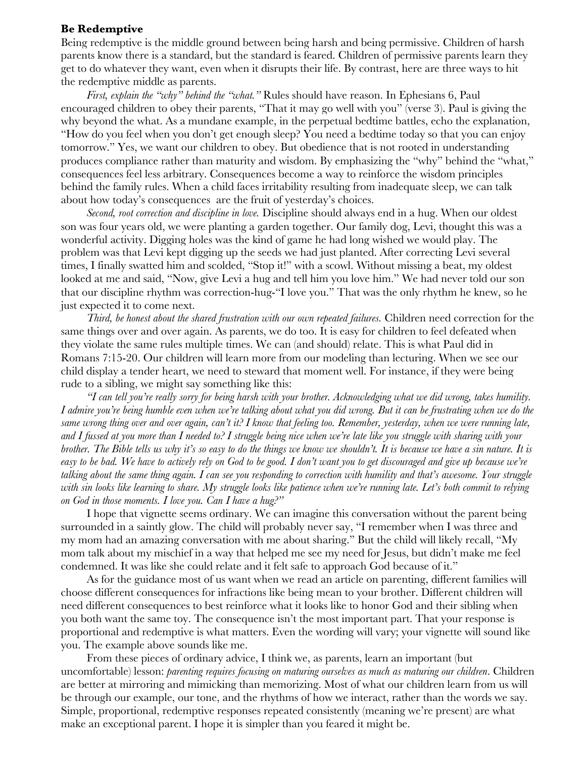**Be Redemptive**

Being redemptive is the middle ground between being harsh and being permissive. Children of harsh parents know there is a standard, but the standard is feared. Children of permissive parents learn they get to do whatever they want, even when it disrupts their life. By contrast, here are three ways to hit the redemptive middle as parents.

*First, explain the "why" behind the "what."* Rules should have reason. In Ephesians 6, Paul encouraged children to obey their parents, "That it may go well with you" (verse 3). Paul is giving the why beyond the what. As a mundane example, in the perpetual bedtime battles, echo the explanation, "How do you feel when you don't get enough sleep? You need a bedtime today so that you can enjoy tomorrow." Yes, we want our children to obey. But obedience that is not rooted in understanding produces compliance rather than maturity and wisdom. By emphasizing the "why" behind the "what," consequences feel less arbitrary. Consequences become a way to reinforce the wisdom principles behind the family rules. When a child faces irritability resulting from inadequate sleep, we can talk about how today's consequences are the fruit of yesterday's choices.

*Second, root correction and discipline in love.* Discipline should always end in a hug. When our oldest son was four years old, we were planting a garden together. Our family dog, Levi, thought this was a wonderful activity. Digging holes was the kind of game he had long wished we would play. The problem was that Levi kept digging up the seeds we had just planted. After correcting Levi several times, I finally swatted him and scolded, "Stop it!" with a scowl. Without missing a beat, my oldest looked at me and said, "Now, give Levi a hug and tell him you love him." We had never told our son that our discipline rhythm was correction-hug-"I love you." That was the only rhythm he knew, so he just expected it to come next.

*Third, be honest about the shared frustration with our own repeated failures.* Children need correction for the same things over and over again. As parents, we do too. It is easy for children to feel defeated when they violate the same rules multiple times. We can (and should) relate. This is what Paul did in Romans 7:15-20. Our children will learn more from our modeling than lecturing. When we see our child display a tender heart, we need to steward that moment well. For instance, if they were being rude to a sibling, we might say something like this:

*"I can tell you're really sorry for being harsh with your brother. Acknowledging what we did wrong, takes humility. I admire you're being humble even when we're talking about what you did wrong. But it can be frustrating when we do the same wrong thing over and over again, can't it? I know that feeling too. Remember, yesterday, when we were running late, and I fussed at you more than I needed to? I struggle being nice when we're late like you struggle with sharing with your brother. The Bible tells us why it's so easy to do the things we know we shouldn't. It is because we have a sin nature. It is easy to be bad. We have to actively rely on God to be good. I don't want you to get discouraged and give up because we're talking about the same thing again. I can see you responding to correction with humility and that's awesome. Your struggle with sin looks like learning to share. My struggle looks like patience when we're running late. Let's both commit to relying on God in those moments. I love you. Can I have a hug?"*

I hope that vignette seems ordinary. We can imagine this conversation without the parent being surrounded in a saintly glow. The child will probably never say, "I remember when I was three and my mom had an amazing conversation with me about sharing." But the child will likely recall, "My mom talk about my mischief in a way that helped me see my need for Jesus, but didn't make me feel condemned. It was like she could relate and it felt safe to approach God because of it."

As for the guidance most of us want when we read an article on parenting, different families will choose different consequences for infractions like being mean to your brother. Different children will need different consequences to best reinforce what it looks like to honor God and their sibling when you both want the same toy. The consequence isn't the most important part. That your response is proportional and redemptive is what matters. Even the wording will vary; your vignette will sound like you. The example above sounds like me.

From these pieces of ordinary advice, I think we, as parents, learn an important (but uncomfortable) lesson: *parenting requires focusing on maturing ourselves as much as maturing our children*. Children are better at mirroring and mimicking than memorizing. Most of what our children learn from us will be through our example, our tone, and the rhythms of how we interact, rather than the words we say. Simple, proportional, redemptive responses repeated consistently (meaning we're present) are what make an exceptional parent. I hope it is simpler than you feared it might be.